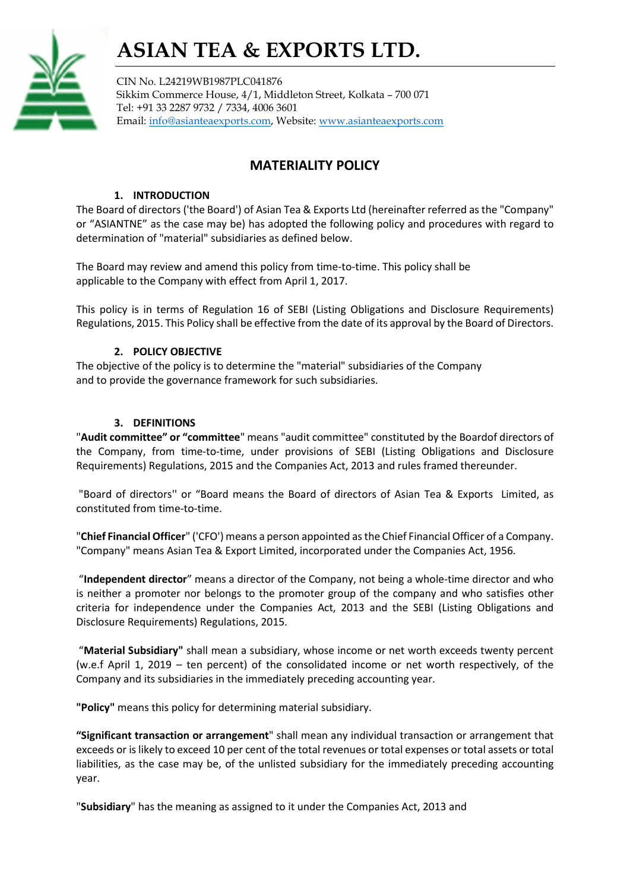# ASIAN TEA & EXPORTS LTD.

CIN No. L24219WB1987PLC041876
Sikkim Commerce House, 4/1, Middleton Street, Kolkata – 700 071
Tel: +91 33 2287 9732 / 7334, 4006 3601
Email: info@asianteaexports.com, Website: www.asianteaexports.com

## MATERIALITY POLICY

### 1. INTRODUCTION

The Board of directors ('the Board') of Asian Tea & Exports Ltd (hereinafter referred as the "Company" or "ASIANTNE" as the case may be) has adopted the following policy and procedures with regard to determination of "material" subsidiaries as defined below.

The Board may review and amend this policy from time-to-time. This policy shall be applicable to the Company with effect from April 1, 2017.

This policy is in terms of Regulation 16 of SEBI (Listing Obligations and Disclosure Requirements) Regulations, 2015. This Policy shall be effective from the date of its approval by the Board of Directors.

### 2. POLICY OBJECTIVE

The objective of the policy is to determine the "material" subsidiaries of the Company and to provide the governance framework for such subsidiaries.

### 3. DEFINITIONS

"**Audit committee" or "committee**" means "audit committee" constituted by the Boardof directors of the Company, from time-to-time, under provisions of SEBI (Listing Obligations and Disclosure Requirements) Regulations, 2015 and the Companies Act, 2013 and rules framed thereunder.

"Board of directors" or "Board means the Board of directors of Asian Tea & Exports Limited, as constituted from time-to-time.

"**Chief Financial Officer**" ('CFO') means a person appointed as the Chief Financial Officer of a Company. "Company" means Asian Tea & Export Limited, incorporated under the Companies Act, 1956.

"**Independent director**" means a director of the Company, not being a whole-time director and who is neither a promoter nor belongs to the promoter group of the company and who satisfies other criteria for independence under the Companies Act, 2013 and the SEBI (Listing Obligations and Disclosure Requirements) Regulations, 2015.

"**Material Subsidiary"** shall mean a subsidiary, whose income or net worth exceeds twenty percent (w.e.f April 1, 2019 – ten percent) of the consolidated income or net worth respectively, of the Company and its subsidiaries in the immediately preceding accounting year.

**"Policy"** means this policy for determining material subsidiary.

**"Significant transaction or arrangement**" shall mean any individual transaction or arrangement that exceeds or is likely to exceed 10 per cent of the total revenues or total expenses or total assets or total liabilities, as the case may be, of the unlisted subsidiary for the immediately preceding accounting year.

"**Subsidiary**" has the meaning as assigned to it under the Companies Act, 2013 and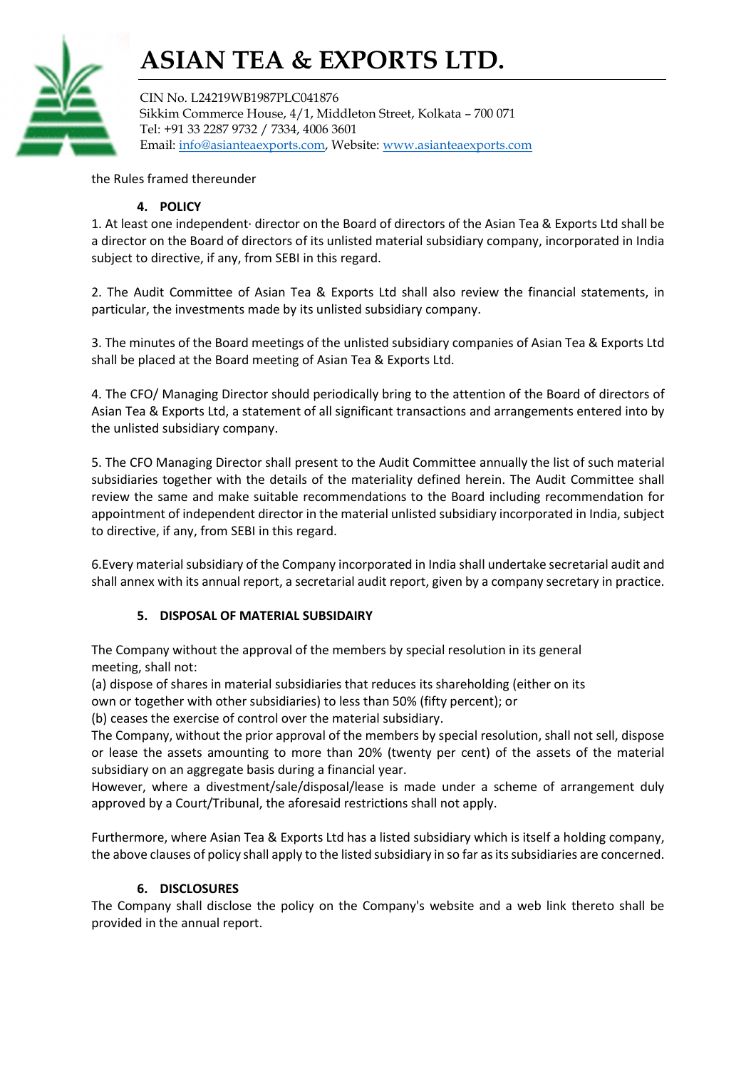the Rules framed thereunder

## 4. POLICY

1. At least one independent· director on the Board of directors of the Asian Tea & Exports Ltd shall be a director on the Board of directors of its unlisted material subsidiary company, incorporated in India subject to directive, if any, from SEBI in this regard.

2. The Audit Committee of Asian Tea & Exports Ltd shall also review the financial statements, in particular, the investments made by its unlisted subsidiary company.

3. The minutes of the Board meetings of the unlisted subsidiary companies of Asian Tea & Exports Ltd shall be placed at the Board meeting of Asian Tea & Exports Ltd.

4. The CFO/ Managing Director should periodically bring to the attention of the Board of directors of Asian Tea & Exports Ltd, a statement of all significant transactions and arrangements entered into by the unlisted subsidiary company.

5. The CFO Managing Director shall present to the Audit Committee annually the list of such material subsidiaries together with the details of the materiality defined herein. The Audit Committee shall review the same and make suitable recommendations to the Board including recommendation for appointment of independent director in the material unlisted subsidiary incorporated in India, subject to directive, if any, from SEBI in this regard.

6.Every material subsidiary of the Company incorporated in India shall undertake secretarial audit and shall annex with its annual report, a secretarial audit report, given by a company secretary in practice.

## 5. DISPOSAL OF MATERIAL SUBSIDAIRY

The Company without the approval of the members by special resolution in its general meeting, shall not:

(a) dispose of shares in material subsidiaries that reduces its shareholding (either on its own or together with other subsidiaries) to less than 50% (fifty percent); or

(b) ceases the exercise of control over the material subsidiary.

The Company, without the prior approval of the members by special resolution, shall not sell, dispose or lease the assets amounting to more than 20% (twenty per cent) of the assets of the material subsidiary on an aggregate basis during a financial year.

However, where a divestment/sale/disposal/lease is made under a scheme of arrangement duly approved by a Court/Tribunal, the aforesaid restrictions shall not apply.

Furthermore, where Asian Tea & Exports Ltd has a listed subsidiary which is itself a holding company, the above clauses of policy shall apply to the listed subsidiary in so far as its subsidiaries are concerned.

## 6. DISCLOSURES

The Company shall disclose the policy on the Company's website and a web link thereto shall be provided in the annual report.